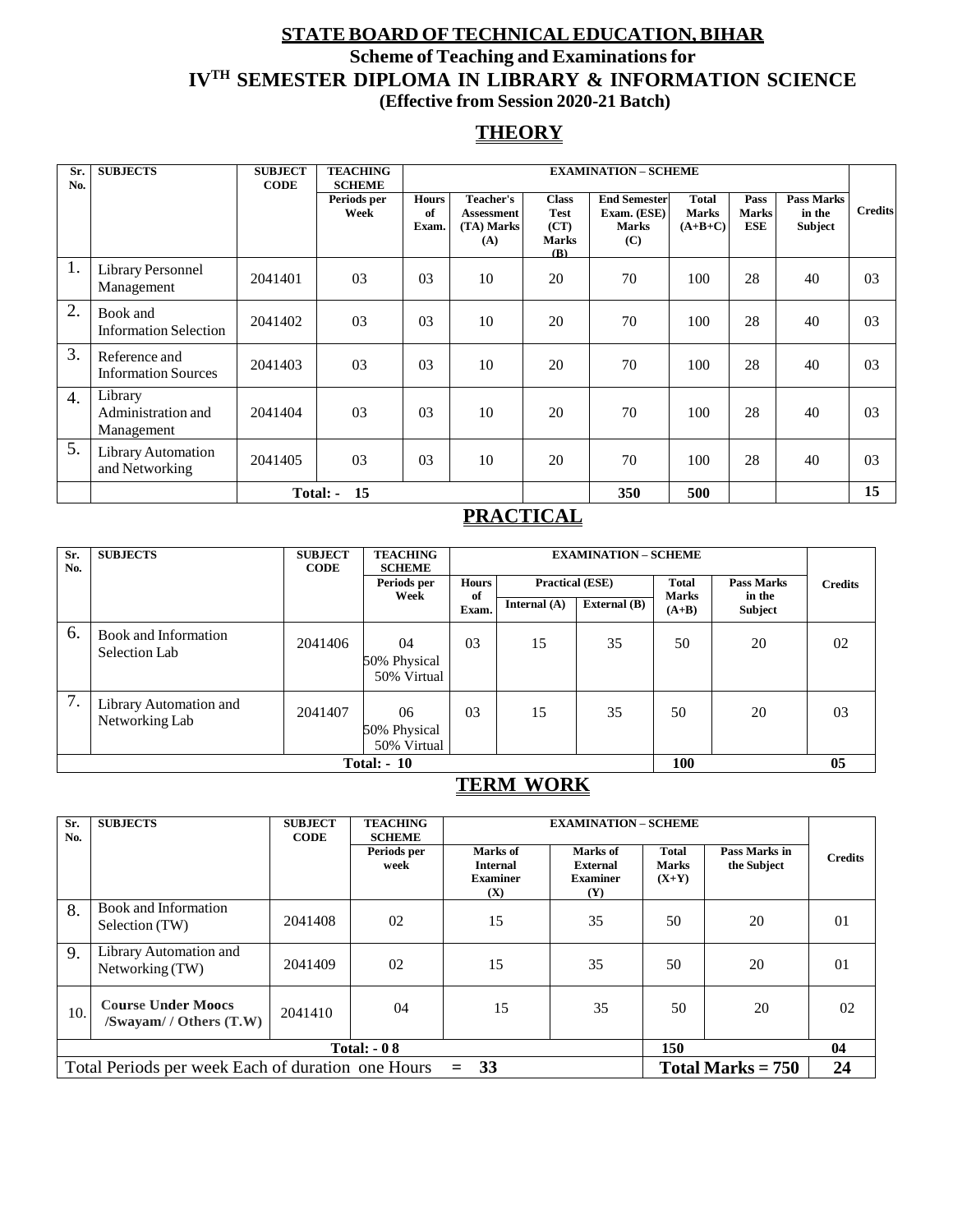# STATE BOARD OF TECHNICAL EDUCATION, BIHAR

## Scheme of Teaching and Examinations for

## IV$^{TH}$ SEMESTER DIPLOMA IN LIBRARY & INFORMATION SCIENCE

**(Effective from Session 2020-21 Batch)**

## THEORY

| Sr. No. | SUBJECTS | SUBJECT CODE | TEACHING SCHEME | EXAMINATION – SCHEME | | | | | | | Credits |
|---|---|---|---|---|---|---|---|---|---|---|---|
| | | | Periods per Week | Hours of Exam. | Teacher's Assessment (TA) Marks (A) | Class Test (CT) Marks (B) | End Semester Exam. (ESE) Marks (C) | Total Marks (A+B+C) | Pass Marks ESE | Pass Marks in the Subject | |
| 1. | Library Personnel Management | 2041401 | 03 | 03 | 10 | 20 | 70 | 100 | 28 | 40 | 03 |
| 2. | Book and Information Selection | 2041402 | 03 | 03 | 10 | 20 | 70 | 100 | 28 | 40 | 03 |
| 3. | Reference and Information Sources | 2041403 | 03 | 03 | 10 | 20 | 70 | 100 | 28 | 40 | 03 |
| 4. | Library Administration and Management | 2041404 | 03 | 03 | 10 | 20 | 70 | 100 | 28 | 40 | 03 |
| 5. | Library Automation and Networking | 2041405 | 03 | 03 | 10 | 20 | 70 | 100 | 28 | 40 | 03 |
| | | Total: - 15 | | | | | 350 | 500 | | | 15 |

## PRACTICAL

| Sr. No. | SUBJECTS | SUBJECT CODE | TEACHING SCHEME | EXAMINATION – SCHEME | | | | | Credits |
|---|---|---|---|---|---|---|---|---|---|
| | | | Periods per Week | Hours of Exam. | Practical (ESE) | | Total Marks (A+B) | Pass Marks in the Subject | |
| | | | | | Internal (A) | External (B) | | | |
| 6. | Book and Information Selection Lab | 2041406 | 04 50% Physical 50% Virtual | 03 | 15 | 35 | 50 | 20 | 02 |
| 7. | Library Automation and Networking Lab | 2041407 | 06 50% Physical 50% Virtual | 03 | 15 | 35 | 50 | 20 | 03 |
| | | | Total: - 10 | | | | 100 | | 05 |

## TERM WORK

| Sr. No. | SUBJECTS | SUBJECT CODE | TEACHING SCHEME | EXAMINATION – SCHEME | | | | Credits |
|---|---|---|---|---|---|---|---|---|
| | | | Periods per week | Marks of Internal Examiner (X) | Marks of External Examiner (Y) | Total Marks (X+Y) | Pass Marks in the Subject | |
| 8. | Book and Information Selection (TW) | 2041408 | 02 | 15 | 35 | 50 | 20 | 01 |
| 9. | Library Automation and Networking (TW) | 2041409 | 02 | 15 | 35 | 50 | 20 | 01 |
| 10. | **Course Under Moocs /Swayam/ / Others (T.W)** | 2041410 | 04 | 15 | 35 | 50 | 20 | 02 |
| | | | Total: - 08 | | | 150 | | 04 |
| Total Periods per week Each of duration one Hours = 33 | | | | | | Total Marks = 750 | | 24 |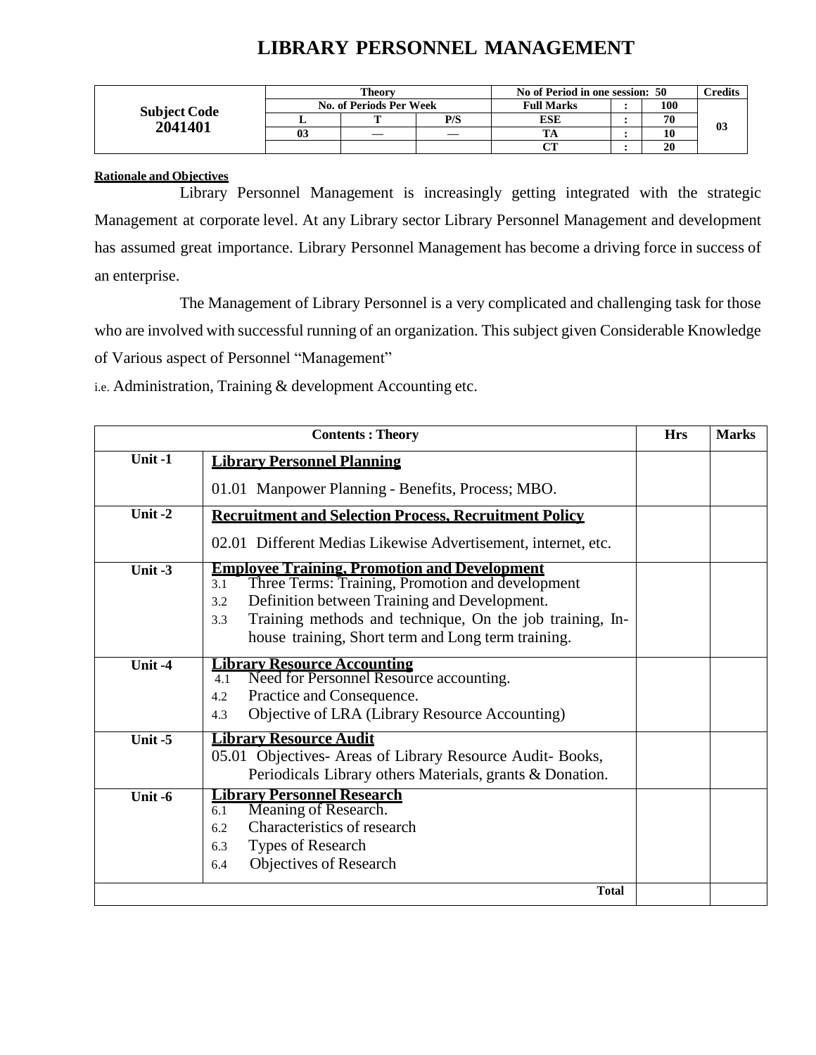# LIBRARY PERSONNEL MANAGEMENT

| Subject Code 2041401 | Theory | | | No of Period in one session: 50 | | | Credits |
|---|---|---|---|---|---|---|---|
| | No. of Periods Per Week | | | Full Marks | : | 100 | 03 |
| | L | T | P/S | ESE | : | 70 | |
| | 03 | — | — | TA | : | 10 | |
| | | | | CT | : | 20 | |

**Rationale and Objectives**

Library Personnel Management is increasingly getting integrated with the strategic Management at corporate level. At any Library sector Library Personnel Management and development has assumed great importance. Library Personnel Management has become a driving force in success of an enterprise.

The Management of Library Personnel is a very complicated and challenging task for those who are involved with successful running of an organization. This subject given Considerable Knowledge of Various aspect of Personnel "Management"

i.e. Administration, Training & development Accounting etc.

| Contents : Theory | | Hrs | Marks |
|---|---|---|---|
| Unit -1 | **Library Personnel Planning**<br>01.01 Manpower Planning - Benefits, Process; MBO. | | |
| Unit -2 | **Recruitment and Selection Process, Recruitment Policy**<br>02.01 Different Medias Likewise Advertisement, internet, etc. | | |
| Unit -3 | **Employee Training, Promotion and Development**<br>3.1 Three Terms: Training, Promotion and development<br>3.2 Definition between Training and Development.<br>3.3 Training methods and technique, On the job training, In-house training, Short term and Long term training. | | |
| Unit -4 | **Library Resource Accounting**<br>4.1 Need for Personnel Resource accounting.<br>4.2 Practice and Consequence.<br>4.3 Objective of LRA (Library Resource Accounting) | | |
| Unit -5 | **Library Resource Audit**<br>05.01 Objectives- Areas of Library Resource Audit- Books, Periodicals Library others Materials, grants & Donation. | | |
| Unit -6 | **Library Personnel Research**<br>6.1 Meaning of Research.<br>6.2 Characteristics of research<br>6.3 Types of Research<br>6.4 Objectives of Research | | |
| | **Total** | | |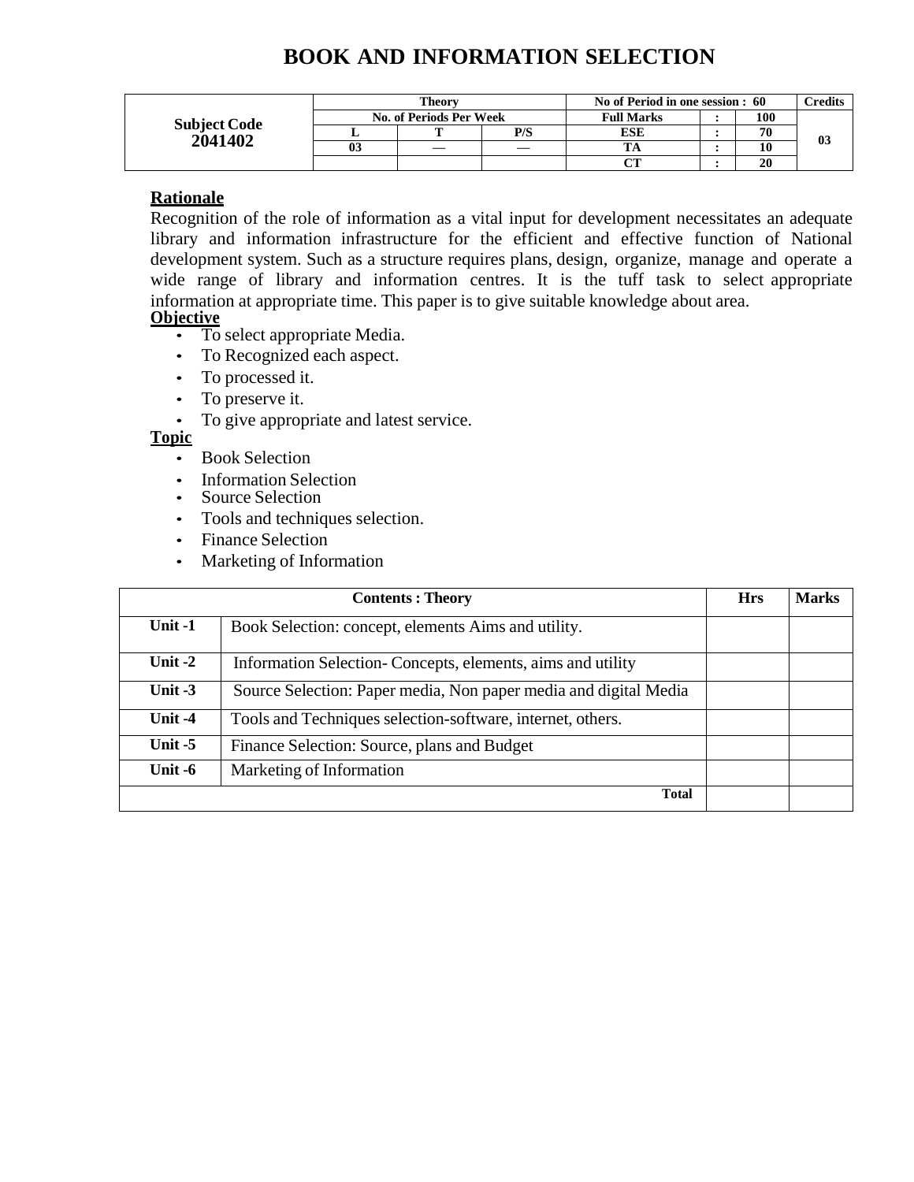# BOOK AND INFORMATION SELECTION

| Subject Code | Theory | | | No of Period in one session : 60 | | | Credits |
|---|---|---|---|---|---|---|---|
| | No. of Periods Per Week | | | Full Marks | : | 100 | |
| 2041402 | L | T | P/S | ESE | : | 70 | 03 |
| | 03 | — | — | TA | : | 10 | |
| | | | | CT | : | 20 | |

## Rationale

Recognition of the role of information as a vital input for development necessitates an adequate library and information infrastructure for the efficient and effective function of National development system. Such as a structure requires plans, design, organize, manage and operate a wide range of library and information centres. It is the tuff task to select appropriate information at appropriate time. This paper is to give suitable knowledge about area.

## Objective

- To select appropriate Media.
- To Recognized each aspect.
- To processed it.
- To preserve it.
- To give appropriate and latest service.

## Topic

- Book Selection
- Information Selection
- Source Selection
- Tools and techniques selection.
- Finance Selection
- Marketing of Information

| Contents : Theory | | Hrs | Marks |
|---|---|---|---|
| Unit -1 | Book Selection: concept, elements Aims and utility. | | |
| Unit -2 | Information Selection- Concepts, elements, aims and utility | | |
| Unit -3 | Source Selection: Paper media, Non paper media and digital Media | | |
| Unit -4 | Tools and Techniques selection-software, internet, others. | | |
| Unit -5 | Finance Selection: Source, plans and Budget | | |
| Unit -6 | Marketing of Information | | |
| | Total | | |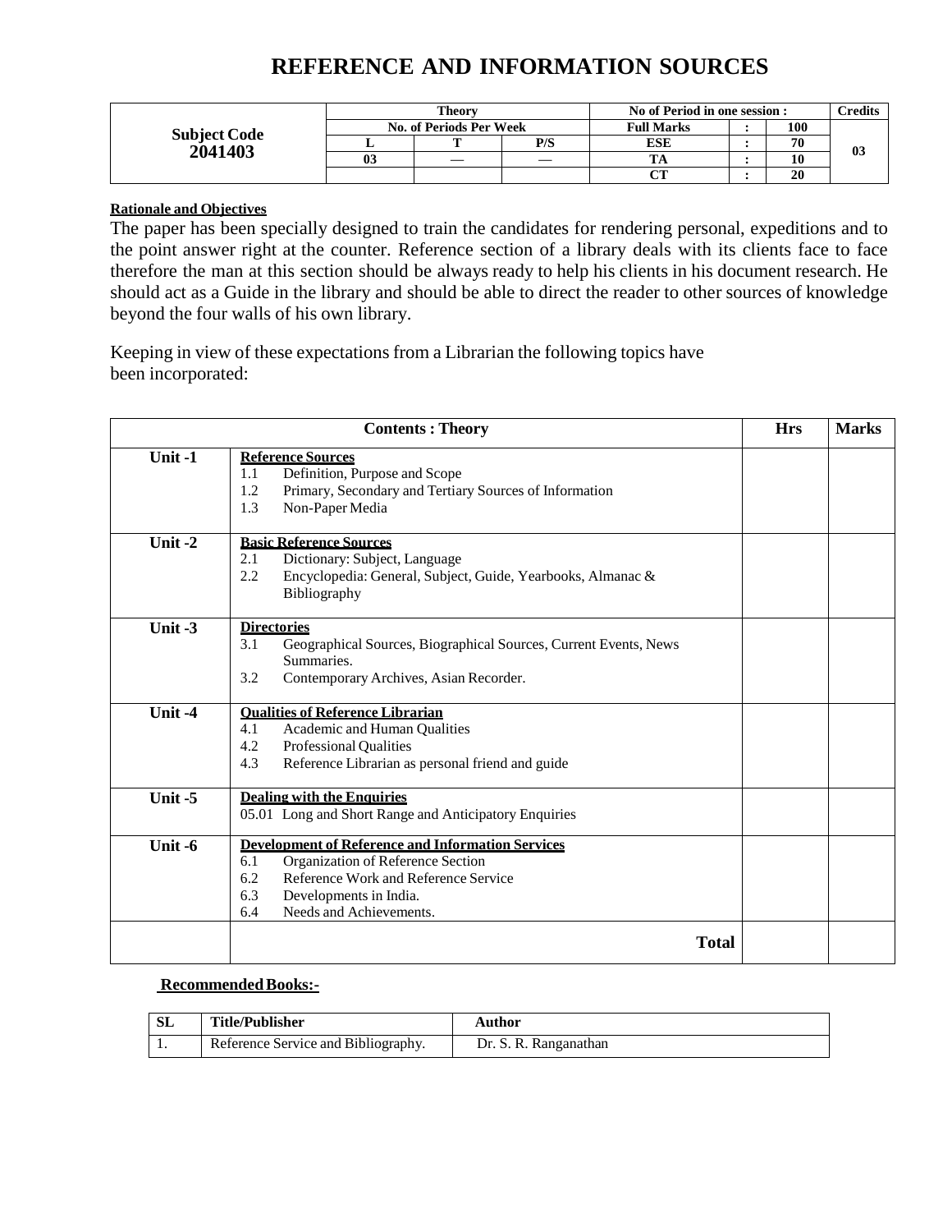# REFERENCE AND INFORMATION SOURCES

| Subject Code 2041403 | Theory | | | No of Period in one session : | | | Credits |
|---|---|---|---|---|---|---|---|
| | No. of Periods Per Week | | | Full Marks | : | 100 | 03 |
| | L | T | P/S | ESE | : | 70 | |
| | 03 | — | — | TA | : | 10 | |
| | | | | CT | : | 20 | |

**Rationale and Objectives**

The paper has been specially designed to train the candidates for rendering personal, expeditions and to the point answer right at the counter. Reference section of a library deals with its clients face to face therefore the man at this section should be always ready to help his clients in his document research. He should act as a Guide in the library and should be able to direct the reader to other sources of knowledge beyond the four walls of his own library.

Keeping in view of these expectations from a Librarian the following topics have been incorporated:

| Contents : Theory | | Hrs | Marks |
|---|---|---|---|
| Unit -1 | **Reference Sources**<br>1.1 Definition, Purpose and Scope<br>1.2 Primary, Secondary and Tertiary Sources of Information<br>1.3 Non-Paper Media | | |
| Unit -2 | **Basic Reference Sources**<br>2.1 Dictionary: Subject, Language<br>2.2 Encyclopedia: General, Subject, Guide, Yearbooks, Almanac & Bibliography | | |
| Unit -3 | **Directories**<br>3.1 Geographical Sources, Biographical Sources, Current Events, News Summaries.<br>3.2 Contemporary Archives, Asian Recorder. | | |
| Unit -4 | **Qualities of Reference Librarian**<br>4.1 Academic and Human Qualities<br>4.2 Professional Qualities<br>4.3 Reference Librarian as personal friend and guide | | |
| Unit -5 | **Dealing with the Enquiries**<br>05.01 Long and Short Range and Anticipatory Enquiries | | |
| Unit -6 | **Development of Reference and Information Services**<br>6.1 Organization of Reference Section<br>6.2 Reference Work and Reference Service<br>6.3 Developments in India.<br>6.4 Needs and Achievements. | | |
| | **Total** | | |

**Recommended Books:-**

| SL | Title/Publisher | Author |
|---|---|---|
| 1. | Reference Service and Bibliography. | Dr. S. R. Ranganathan |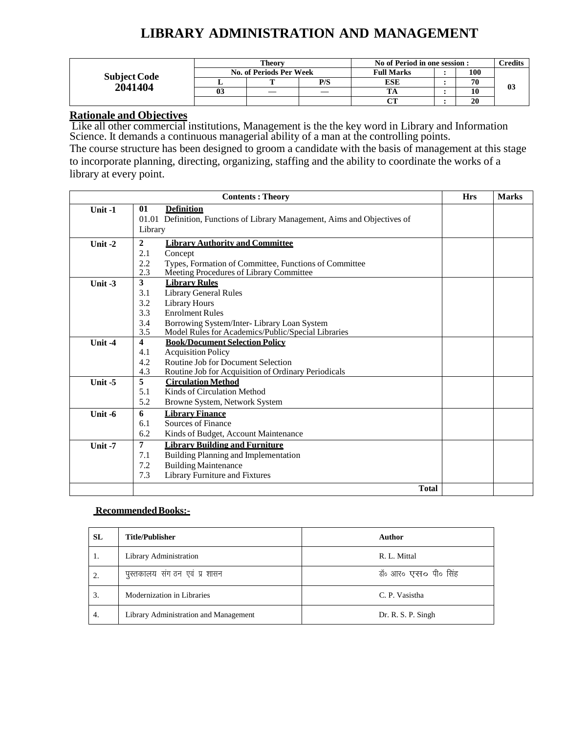# LIBRARY ADMINISTRATION AND MANAGEMENT

| Subject Code 2041404 | Theory | | | No of Period in one session : | | | Credits |
|---|---|---|---|---|---|---|---|
| | No. of Periods Per Week | | | Full Marks | : | 100 | 03 |
| | L | T | P/S | ESE | : | 70 | |
| | 03 | — | — | TA | : | 10 | |
| | | | | CT | : | 20 | |

**Rationale and Objectives**

Like all other commercial institutions, Management is the the key word in Library and Information Science. It demands a continuous managerial ability of a man at the controlling points.

The course structure has been designed to groom a candidate with the basis of management at this stage to incorporate planning, directing, organizing, staffing and the ability to coordinate the works of a library at every point.

| | Contents : Theory | Hrs | Marks |
|---|---|---|---|
| Unit -1 | **01 Definition**<br>01.01 Definition, Functions of Library Management, Aims and Objectives of Library | | |
| Unit -2 | **2 Library Authority and Committee**<br>2.1 Concept<br>2.2 Types, Formation of Committee, Functions of Committee<br>2.3 Meeting Procedures of Library Committee | | |
| Unit -3 | **3 Library Rules**<br>3.1 Library General Rules<br>3.2 Library Hours<br>3.3 Enrolment Rules<br>3.4 Borrowing System/Inter- Library Loan System<br>3.5 Model Rules for Academics/Public/Special Libraries | | |
| Unit -4 | **4 Book/Document Selection Policy**<br>4.1 Acquisition Policy<br>4.2 Routine Job for Document Selection<br>4.3 Routine Job for Acquisition of Ordinary Periodicals | | |
| Unit -5 | **5 Circulation Method**<br>5.1 Kinds of Circulation Method<br>5.2 Browne System, Network System | | |
| Unit -6 | **6 Library Finance**<br>6.1 Sources of Finance<br>6.2 Kinds of Budget, Account Maintenance | | |
| Unit -7 | **7 Library Building and Furniture**<br>7.1 Building Planning and Implementation<br>7.2 Building Maintenance<br>7.3 Library Furniture and Fixtures | | |
| | **Total** | | |

**Recommended Books:-**

| SL | Title/Publisher | Author |
|---|---|---|
| 1. | Library Administration | R. L. Mittal |
| 2. | पुस्तकालय संगठन एवं प्रशासन | डॉ० आर० एस० पी० सिंह |
| 3. | Modernization in Libraries | C. P. Vasistha |
| 4. | Library Administration and Management | Dr. R. S. P. Singh |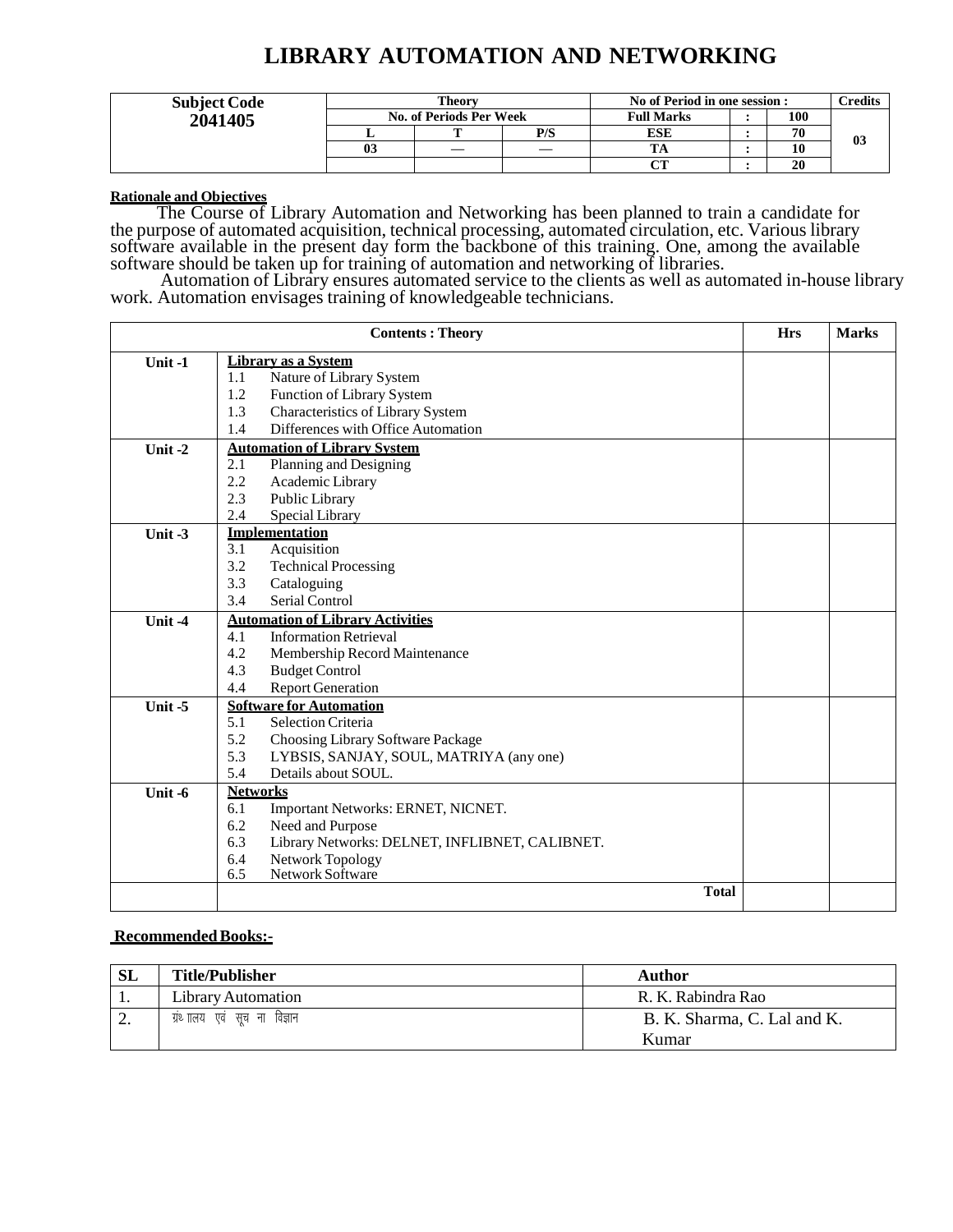# LIBRARY AUTOMATION AND NETWORKING

| Subject Code | Theory | | | No of Period in one session : | | | Credits |
|---|---|---|---|---|---|---|---|
| **2041405** | No. of Periods Per Week | | | Full Marks | : | 100 | 03 |
| | L | T | P/S | ESE | : | 70 | |
| | 03 | — | — | TA | : | 10 | |
| | | | | CT | : | 20 | |

**Rationale and Objectives**

The Course of Library Automation and Networking has been planned to train a candidate for the purpose of automated acquisition, technical processing, automated circulation, etc. Various library software available in the present day form the backbone of this training. One, among the available software should be taken up for training of automation and networking of libraries.

Automation of Library ensures automated service to the clients as well as automated in-house library work. Automation envisages training of knowledgeable technicians.

| | Contents : Theory | Hrs | Marks |
|---|---|---|---|
| Unit -1 | **Library as a System**<br>1.1 Nature of Library System<br>1.2 Function of Library System<br>1.3 Characteristics of Library System<br>1.4 Differences with Office Automation | | |
| Unit -2 | **Automation of Library System**<br>2.1 Planning and Designing<br>2.2 Academic Library<br>2.3 Public Library<br>2.4 Special Library | | |
| Unit -3 | **Implementation**<br>3.1 Acquisition<br>3.2 Technical Processing<br>3.3 Cataloguing<br>3.4 Serial Control | | |
| Unit -4 | **Automation of Library Activities**<br>4.1 Information Retrieval<br>4.2 Membership Record Maintenance<br>4.3 Budget Control<br>4.4 Report Generation | | |
| Unit -5 | **Software for Automation**<br>5.1 Selection Criteria<br>5.2 Choosing Library Software Package<br>5.3 LYBSIS, SANJAY, SOUL, MATRIYA (any one)<br>5.4 Details about SOUL. | | |
| Unit -6 | **Networks**<br>6.1 Important Networks: ERNET, NICNET.<br>6.2 Need and Purpose<br>6.3 Library Networks: DELNET, INFLIBNET, CALIBNET.<br>6.4 Network Topology<br>6.5 Network Software | | |
| | **Total** | | |

**Recommended Books:-**

| SL | Title/Publisher | Author |
|---|---|---|
| 1. | Library Automation | R. K. Rabindra Rao |
| 2. | ग्रंथालय एवं सूचना विज्ञान | B. K. Sharma, C. Lal and K. Kumar |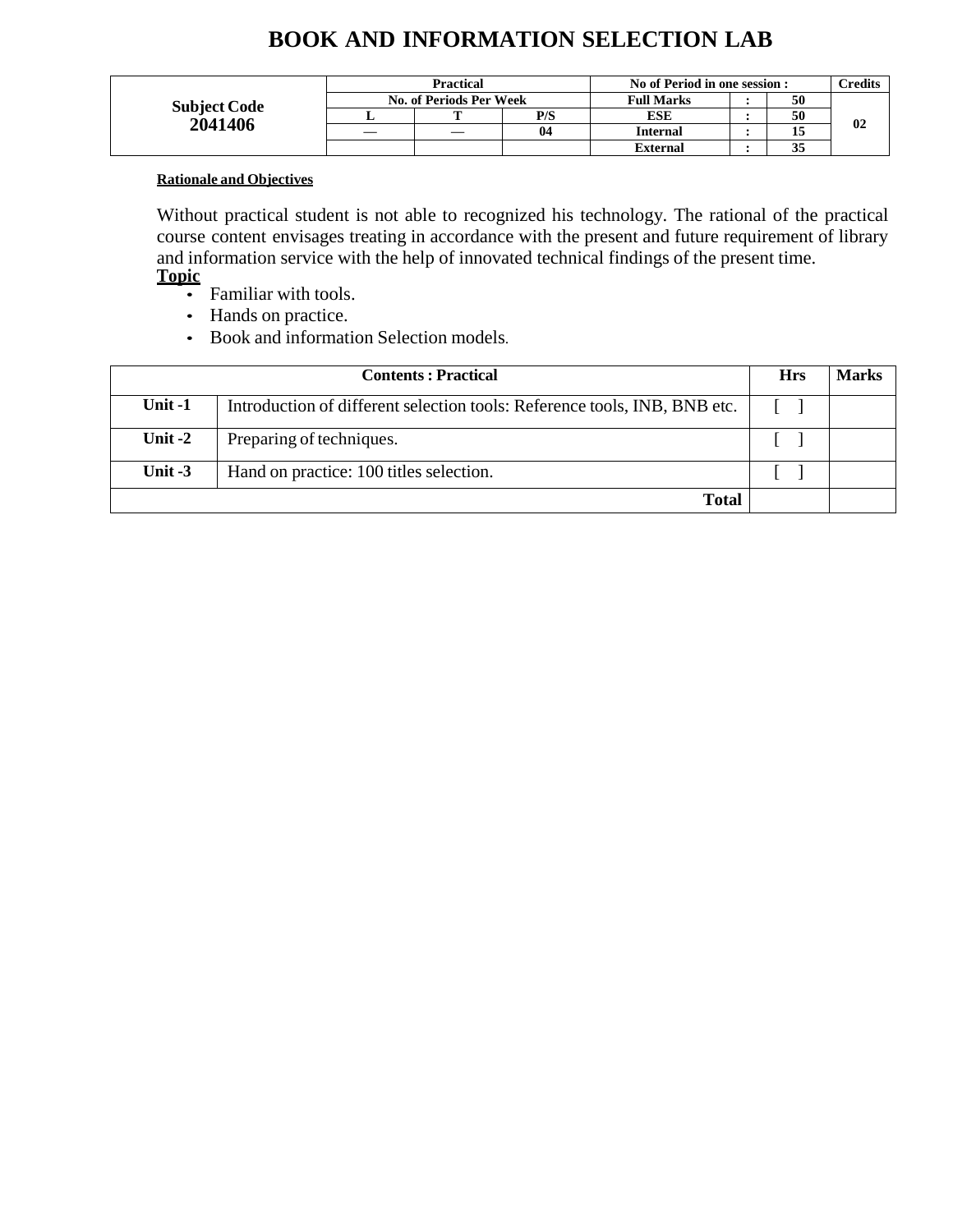# BOOK AND INFORMATION SELECTION LAB

| Subject Code 2041406 | Practical | | | No of Period in one session : | | | Credits |
|---|---|---|---|---|---|---|---|
| | No. of Periods Per Week | | | Full Marks | : | 50 | 02 |
| | L | T | P/S | ESE | : | 50 | |
| | — | — | 04 | Internal | : | 15 | |
| | | | | External | : | 35 | |

**Rationale and Objectives**

Without practical student is not able to recognized his technology. The rational of the practical course content envisages treating in accordance with the present and future requirement of library and information service with the help of innovated technical findings of the present time.

**Topic**

- Familiar with tools.
- Hands on practice.
- Book and information Selection models.

| Contents : Practical | | Hrs | Marks |
|---|---|---|---|
| **Unit -1** | Introduction of different selection tools: Reference tools, INB, BNB etc. | [ ] | |
| **Unit -2** | Preparing of techniques. | [ ] | |
| **Unit -3** | Hand on practice: 100 titles selection. | [ ] | |
| | **Total** | | |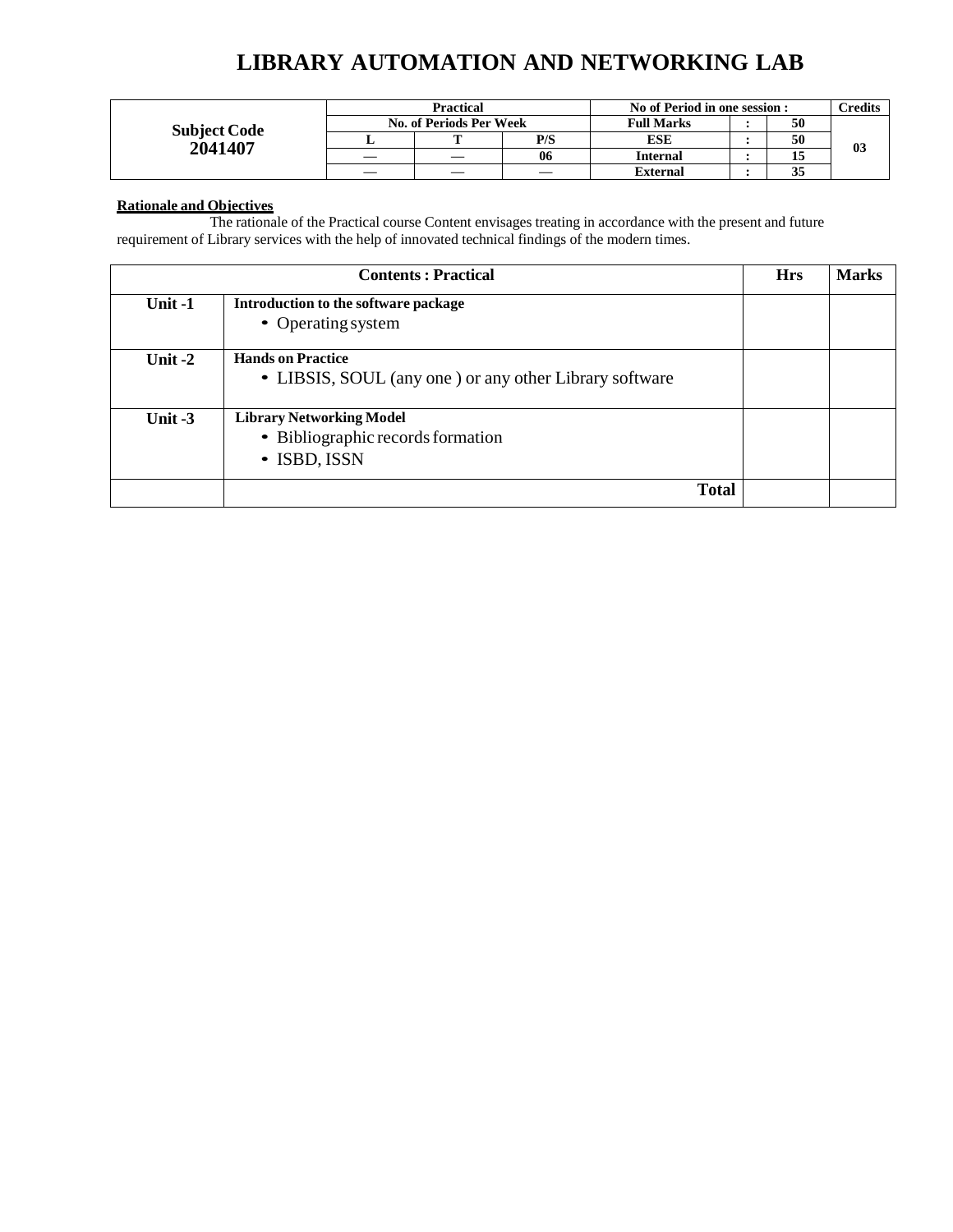# LIBRARY AUTOMATION AND NETWORKING LAB

| Subject Code 2041407 | Practical | | | No of Period in one session : | | | Credits |
|---|---|---|---|---|---|---|---|
| | No. of Periods Per Week | | | Full Marks | : | 50 | 03 |
| | L | T | P/S | ESE | : | 50 | |
| | — | — | 06 | Internal | : | 15 | |
| | — | — | — | External | : | 35 | |

**Rationale and Objectives**

The rationale of the Practical course Content envisages treating in accordance with the present and future requirement of Library services with the help of innovated technical findings of the modern times.

| Contents : Practical | | Hrs | Marks |
|---|---|---|---|
| Unit -1 | **Introduction to the software package**<br>• Operating system | | |
| Unit -2 | **Hands on Practice**<br>• LIBSIS, SOUL (any one ) or any other Library software | | |
| Unit -3 | **Library Networking Model**<br>• Bibliographic records formation<br>• ISBD, ISSN | | |
| | **Total** | | |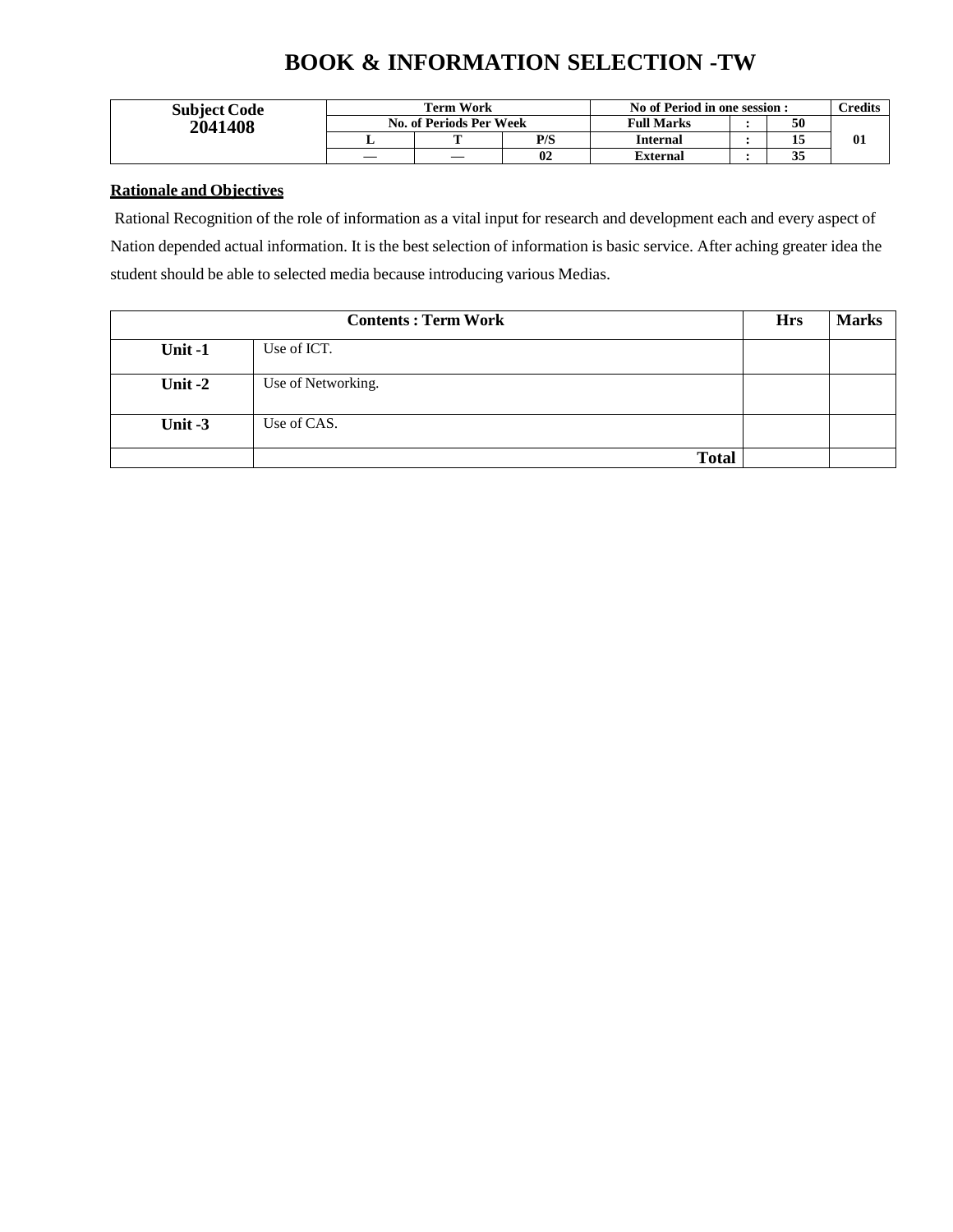# BOOK & INFORMATION SELECTION -TW

| Subject Code | Term Work | | | No of Period in one session : | | | Credits |
|---|---|---|---|---|---|---|---|
| **2041408** | No. of Periods Per Week | | | Full Marks | : | 50 | 01 |
| | L | T | P/S | Internal | : | 15 | |
| | — | — | 02 | External | : | 35 | |

**Rationale and Objectives**

Rational Recognition of the role of information as a vital input for research and development each and every aspect of Nation depended actual information. It is the best selection of information is basic service. After aching greater idea the student should be able to selected media because introducing various Medias.

| Contents : Term Work | | Hrs | Marks |
|---|---|---|---|
| **Unit -1** | Use of ICT. | | |
| **Unit -2** | Use of Networking. | | |
| **Unit -3** | Use of CAS. | | |
| | **Total** | | |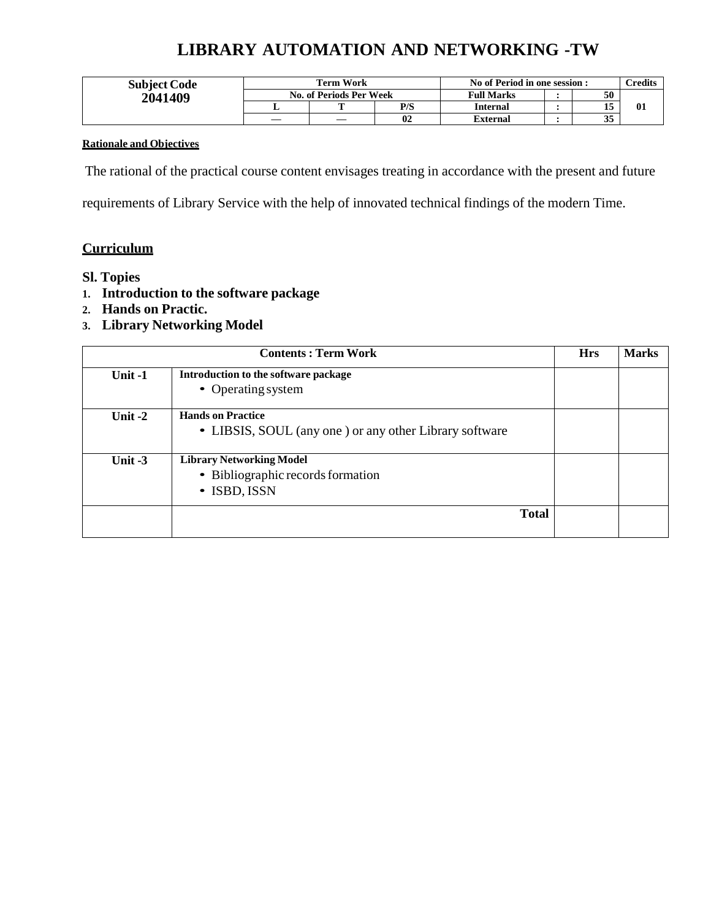# LIBRARY AUTOMATION AND NETWORKING -TW

| Subject Code | Term Work | | | No of Period in one session : | | | Credits |
|---|---|---|---|---|---|---|---|
| 2041409 | No. of Periods Per Week | | | Full Marks | : | 50 | 01 |
| | L | T | P/S | Internal | : | 15 | |
| | — | — | 02 | External | : | 35 | |

**Rationale and Objectives**

The rational of the practical course content envisages treating in accordance with the present and future requirements of Library Service with the help of innovated technical findings of the modern Time.

## Curriculum

**Sl. Topies**

1. **Introduction to the software package**
2. **Hands on Practic.**
3. **Library Networking Model**

| Contents : Term Work | | Hrs | Marks |
|---|---|---|---|
| Unit -1 | **Introduction to the software package**<br>• Operating system | | |
| Unit -2 | **Hands on Practice**<br>• LIBSIS, SOUL (any one ) or any other Library software | | |
| Unit -3 | **Library Networking Model**<br>• Bibliographic records formation<br>• ISBD, ISSN | | |
| | **Total** | | |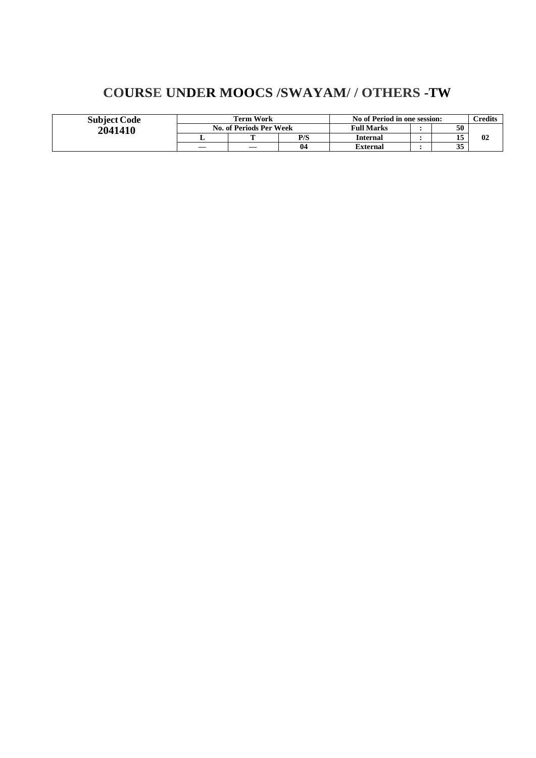# COURSE UNDER MOOCS /SWAYAM/ / OTHERS -TW

| Subject Code | Term Work | | | No of Period in one session: | | | Credits |
|---|---|---|---|---|---|---|---|
| 2041410 | No. of Periods Per Week | | | Full Marks | : | 50 | 02 |
| | L | T | P/S | Internal | : | 15 | |
| | — | — | 04 | External | : | 35 | |